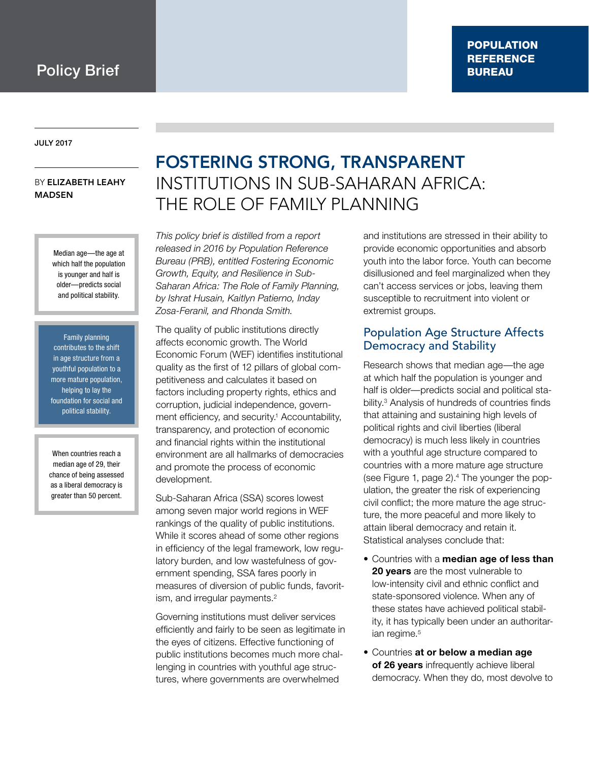Policy Brief

POPULATION REFERENCE BUREAU

JULY 2017

BY **ELIZABETH LEAHY MADSEN**

# FOSTERING STRONG, TRANSPARENT INSTITUTIONS IN SUB-SAHARAN AFRICA: THE ROLE OF FAMILY PLANNING

> Median age—the age at which half the population is younger and half is older—predicts social and political stability.

> Family planning contributes to the shift in age structure from a youthful population to a more mature population, helping to lay the foundation for social and political stability.

> When countries reach a median age of 29, their chance of being assessed as a liberal democracy is greater than 50 percent.

*This policy brief is distilled from a report released in 2016 by Population Reference Bureau (PRB), entitled Fostering Economic Growth, Equity, and Resilience in Sub-Saharan Africa: The Role of Family Planning, by Ishrat Husain, Kaitlyn Patierno, Inday Zosa-Feranil, and Rhonda Smith.*

The quality of public institutions directly affects economic growth. The World Economic Forum (WEF) identifies institutional quality as the first of 12 pillars of global competitiveness and calculates it based on factors including property rights, ethics and corruption, judicial independence, government efficiency, and security.[1] Accountability, transparency, and protection of economic and financial rights within the institutional environment are all hallmarks of democracies and promote the process of economic development.

Sub-Saharan Africa (SSA) scores lowest among seven major world regions in WEF rankings of the quality of public institutions. While it scores ahead of some other regions in efficiency of the legal framework, low regulatory burden, and low wastefulness of government spending, SSA fares poorly in measures of diversion of public funds, favoritism, and irregular payments.[2]

Governing institutions must deliver services efficiently and fairly to be seen as legitimate in the eyes of citizens. Effective functioning of public institutions becomes much more challenging in countries with youthful age structures, where governments are overwhelmed and institutions are stressed in their ability to provide economic opportunities and absorb youth into the labor force. Youth can become disillusioned and feel marginalized when they can't access services or jobs, leaving them susceptible to recruitment into violent or extremist groups.

## Population Age Structure Affects Democracy and Stability

Research shows that median age—the age at which half the population is younger and half is older—predicts social and political stability.[3] Analysis of hundreds of countries finds that attaining and sustaining high levels of political rights and civil liberties (liberal democracy) is much less likely in countries with a youthful age structure compared to countries with a more mature age structure (see Figure 1, page 2).[4] The younger the population, the greater the risk of experiencing civil conflict; the more mature the age structure, the more peaceful and more likely to attain liberal democracy and retain it. Statistical analyses conclude that:

- Countries with a **median age of less than 20 years** are the most vulnerable to low-intensity civil and ethnic conflict and state-sponsored violence. When any of these states have achieved political stability, it has typically been under an authoritarian regime.[5]
- Countries **at or below a median age of 26 years** infrequently achieve liberal democracy. When they do, most devolve to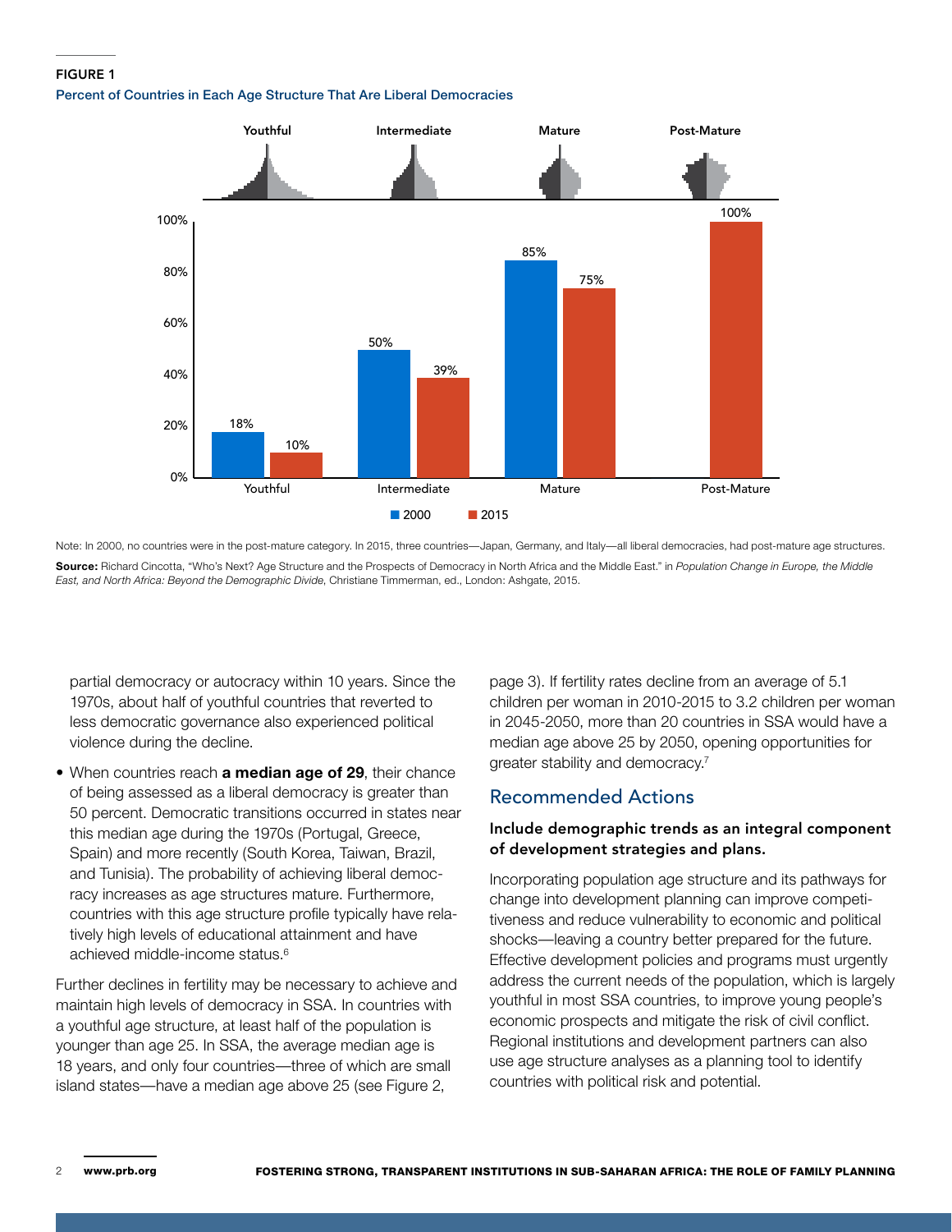**FIGURE 1**

Percent of Countries in Each Age Structure That Are Liberal Democracies

| Age Structure | 2000 | 2015 |
|---|---|---|
| Youthful | 18% | 10% |
| Intermediate | 50% | 39% |
| Mature | 85% | 75% |
| Post-Mature | | 100% |

Note: In 2000, no countries were in the post-mature category. In 2015, three countries—Japan, Germany, and Italy—all liberal democracies, had post-mature age structures.

**Source:** Richard Cincotta, "Who's Next? Age Structure and the Prospects of Democracy in North Africa and the Middle East." in *Population Change in Europe, the Middle East, and North Africa: Beyond the Demographic Divide*, Christiane Timmerman, ed., London: Ashgate, 2015.

partial democracy or autocracy within 10 years. Since the 1970s, about half of youthful countries that reverted to less democratic governance also experienced political violence during the decline.

- When countries reach **a median age of 29**, their chance of being assessed as a liberal democracy is greater than 50 percent. Democratic transitions occurred in states near this median age during the 1970s (Portugal, Greece, Spain) and more recently (South Korea, Taiwan, Brazil, and Tunisia). The probability of achieving liberal democracy increases as age structures mature. Furthermore, countries with this age structure profile typically have relatively high levels of educational attainment and have achieved middle-income status.[6]

Further declines in fertility may be necessary to achieve and maintain high levels of democracy in SSA. In countries with a youthful age structure, at least half of the population is younger than age 25. In SSA, the average median age is 18 years, and only four countries—three of which are small island states—have a median age above 25 (see Figure 2, page 3). If fertility rates decline from an average of 5.1 children per woman in 2010-2015 to 3.2 children per woman in 2045-2050, more than 20 countries in SSA would have a median age above 25 by 2050, opening opportunities for greater stability and democracy.[7]

## Recommended Actions

### Include demographic trends as an integral component of development strategies and plans.

Incorporating population age structure and its pathways for change into development planning can improve competitiveness and reduce vulnerability to economic and political shocks—leaving a country better prepared for the future. Effective development policies and programs must urgently address the current needs of the population, which is largely youthful in most SSA countries, to improve young people's economic prospects and mitigate the risk of civil conflict. Regional institutions and development partners can also use age structure analyses as a planning tool to identify countries with political risk and potential.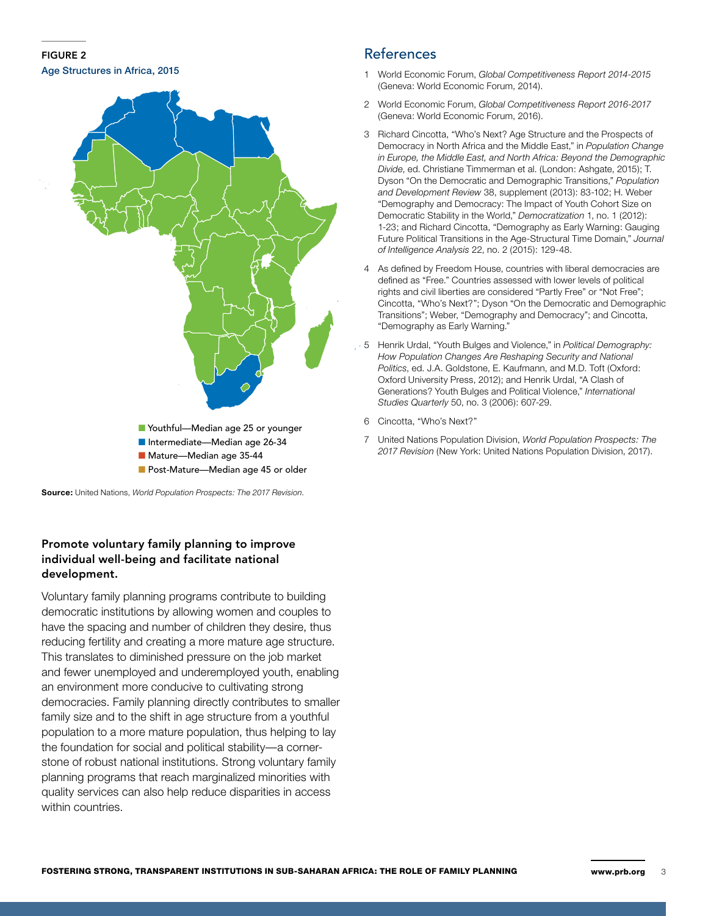**FIGURE 2**

Age Structures in Africa, 2015

- Youthful—Median age 25 or younger
- Intermediate—Median age 26-34
- Mature—Median age 35-44
- Post-Mature—Median age 45 or older

**Source:** United Nations, *World Population Prospects: The 2017 Revision*.

### Promote voluntary family planning to improve individual well-being and facilitate national development.

Voluntary family planning programs contribute to building democratic institutions by allowing women and couples to have the spacing and number of children they desire, thus reducing fertility and creating a more mature age structure. This translates to diminished pressure on the job market and fewer unemployed and underemployed youth, enabling an environment more conducive to cultivating strong democracies. Family planning directly contributes to smaller family size and to the shift in age structure from a youthful population to a more mature population, thus helping to lay the foundation for social and political stability—a cornerstone of robust national institutions. Strong voluntary family planning programs that reach marginalized minorities with quality services can also help reduce disparities in access within countries.

## References

1. World Economic Forum, *Global Competitiveness Report 2014-2015* (Geneva: World Economic Forum, 2014).
2. World Economic Forum, *Global Competitiveness Report 2016-2017* (Geneva: World Economic Forum, 2016).
3. Richard Cincotta, "Who's Next? Age Structure and the Prospects of Democracy in North Africa and the Middle East," in *Population Change in Europe, the Middle East, and North Africa: Beyond the Demographic Divide*, ed. Christiane Timmerman et al. (London: Ashgate, 2015); T. Dyson "On the Democratic and Demographic Transitions," *Population and Development Review* 38, supplement (2013): 83-102; H. Weber "Demography and Democracy: The Impact of Youth Cohort Size on Democratic Stability in the World," *Democratization* 1, no. 1 (2012): 1-23; and Richard Cincotta, "Demography as Early Warning: Gauging Future Political Transitions in the Age-Structural Time Domain," *Journal of Intelligence Analysis* 22, no. 2 (2015): 129-48.
4. As defined by Freedom House, countries with liberal democracies are defined as "Free." Countries assessed with lower levels of political rights and civil liberties are considered "Partly Free" or "Not Free"; Cincotta, "Who's Next?"; Dyson "On the Democratic and Demographic Transitions"; Weber, "Demography and Democracy"; and Cincotta, "Demography as Early Warning."
5. Henrik Urdal, "Youth Bulges and Violence," in *Political Demography: How Population Changes Are Reshaping Security and National Politics*, ed. J.A. Goldstone, E. Kaufmann, and M.D. Toft (Oxford: Oxford University Press, 2012); and Henrik Urdal, "A Clash of Generations? Youth Bulges and Political Violence," *International Studies Quarterly* 50, no. 3 (2006): 607-29.
6. Cincotta, "Who's Next?"
7. United Nations Population Division, *World Population Prospects: The 2017 Revision* (New York: United Nations Population Division, 2017).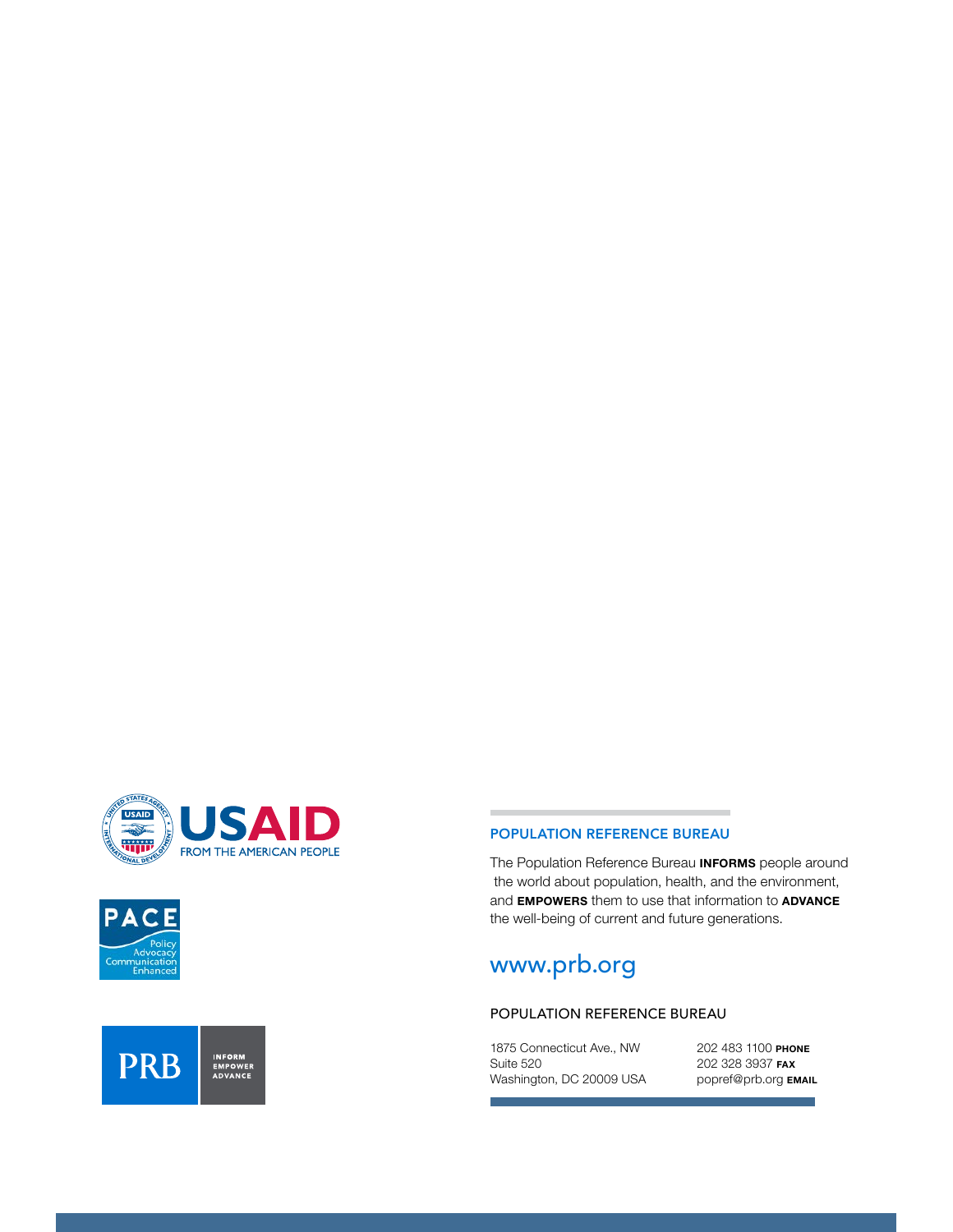USAID
FROM THE AMERICAN PEOPLE

PACE
Policy
Advocacy
Communication
Enhanced

PRB
INFORM
EMPOWER
ADVANCE

## POPULATION REFERENCE BUREAU

The Population Reference Bureau **INFORMS** people around the world about population, health, and the environment, and **EMPOWERS** them to use that information to **ADVANCE** the well-being of current and future generations.

www.prb.org

POPULATION REFERENCE BUREAU

1875 Connecticut Ave., NW
Suite 520
Washington, DC 20009 USA

202 483 1100 **PHONE**
202 328 3937 **FAX**
popref@prb.org **EMAIL**